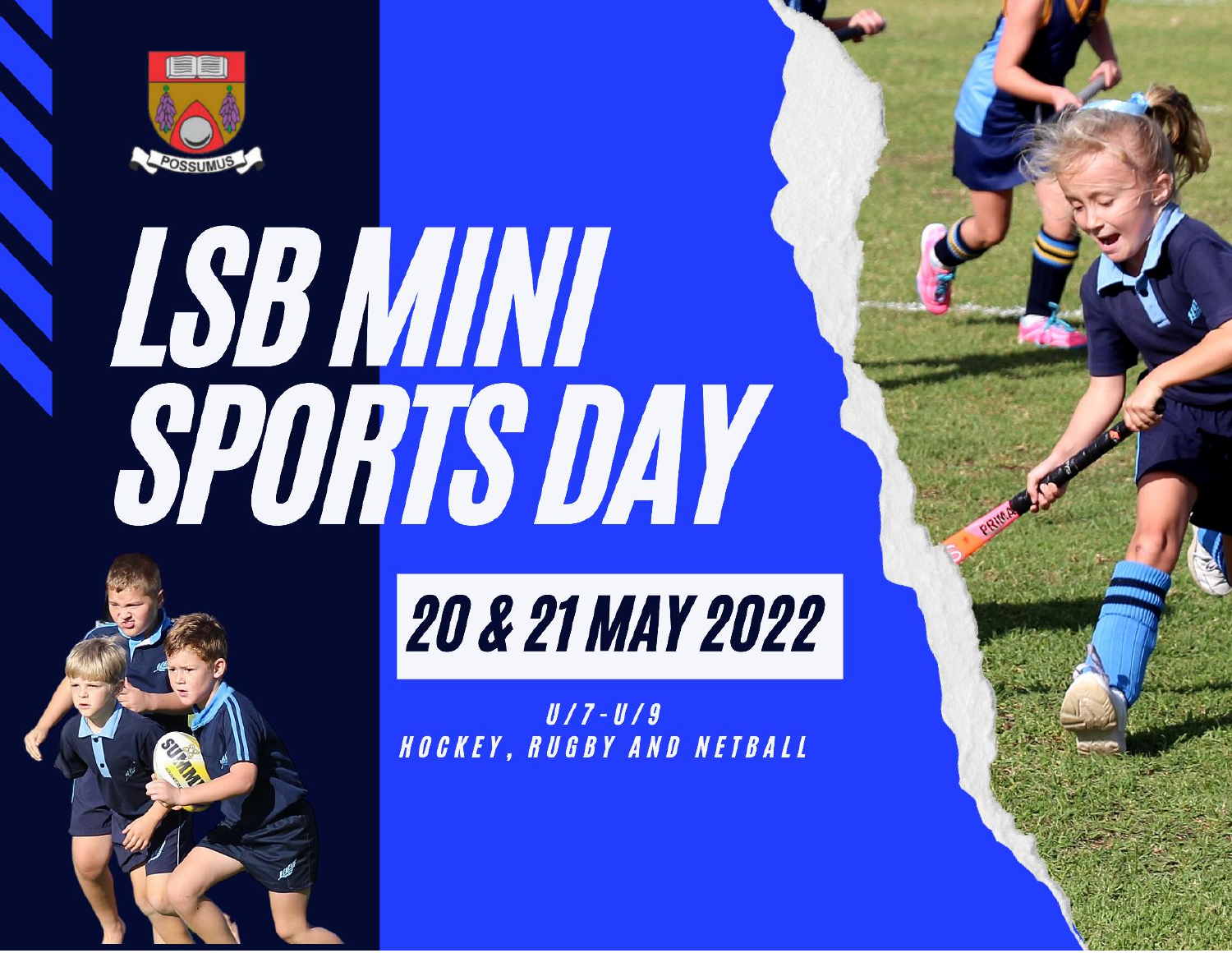POSSUMUS

# LSB MINI SPORTS DAY

## 20 & 21 MAY 2022

U/7 - U/9

HOCKEY, RUGBY AND NETBALL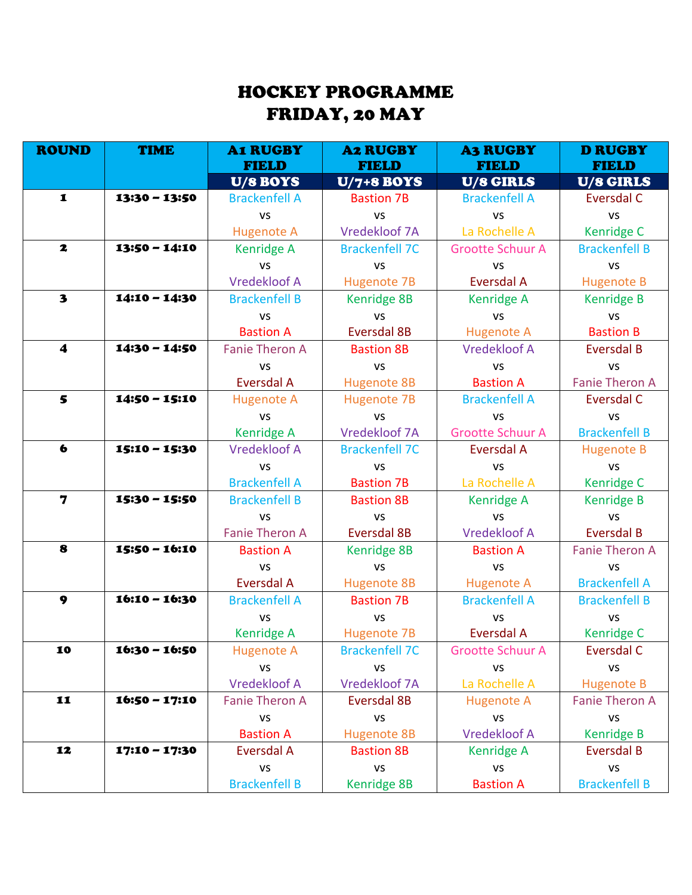# HOCKEY PROGRAMME
# FRIDAY, 20 MAY

| ROUND | TIME | A1 RUGBY FIELD | A2 RUGBY FIELD | A3 RUGBY FIELD | D RUGBY FIELD |
|---|---|---|---|---|---|
| | | U/8 BOYS | U/7+8 BOYS | U/8 GIRLS | U/8 GIRLS |
| 1 | 13:30 – 13:50 | Brackenfell A vs Hugenote A | Bastion 7B vs Vredekloof 7A | Brackenfell A vs La Rochelle A | Eversdal C vs Kenridge C |
| 2 | 13:50 – 14:10 | Kenridge A vs Vredekloof A | Brackenfell 7C vs Hugenote 7B | Grootte Schuur A vs Eversdal A | Brackenfell B vs Hugenote B |
| 3 | 14:10 – 14:30 | Brackenfell B vs Bastion A | Kenridge 8B vs Eversdal 8B | Kenridge A vs Hugenote A | Kenridge B vs Bastion B |
| 4 | 14:30 – 14:50 | Fanie Theron A vs Eversdal A | Bastion 8B vs Hugenote 8B | Vredekloof A vs Bastion A | Eversdal B vs Fanie Theron A |
| 5 | 14:50 – 15:10 | Hugenote A vs Kenridge A | Hugenote 7B vs Vredekloof 7A | Brackenfell A vs Grootte Schuur A | Eversdal C vs Brackenfell B |
| 6 | 15:10 – 15:30 | Vredekloof A vs Brackenfell A | Brackenfell 7C vs Bastion 7B | Eversdal A vs La Rochelle A | Hugenote B vs Kenridge C |
| 7 | 15:30 – 15:50 | Brackenfell B vs Fanie Theron A | Bastion 8B vs Eversdal 8B | Kenridge A vs Vredekloof A | Kenridge B vs Eversdal B |
| 8 | 15:50 – 16:10 | Bastion A vs Eversdal A | Kenridge 8B vs Hugenote 8B | Bastion A vs Hugenote A | Fanie Theron A vs Brackenfell A |
| 9 | 16:10 – 16:30 | Brackenfell A vs Kenridge A | Bastion 7B vs Hugenote 7B | Brackenfell A vs Eversdal A | Brackenfell B vs Kenridge C |
| 10 | 16:30 – 16:50 | Hugenote A vs Vredekloof A | Brackenfell 7C vs Vredekloof 7A | Grootte Schuur A vs La Rochelle A | Eversdal C vs Hugenote B |
| 11 | 16:50 – 17:10 | Fanie Theron A vs Bastion A | Eversdal 8B vs Hugenote 8B | Hugenote A vs Vredekloof A | Fanie Theron A vs Kenridge B |
| 12 | 17:10 – 17:30 | Eversdal A vs Brackenfell B | Bastion 8B vs Kenridge 8B | Kenridge A vs Bastion A | Eversdal B vs Brackenfell B |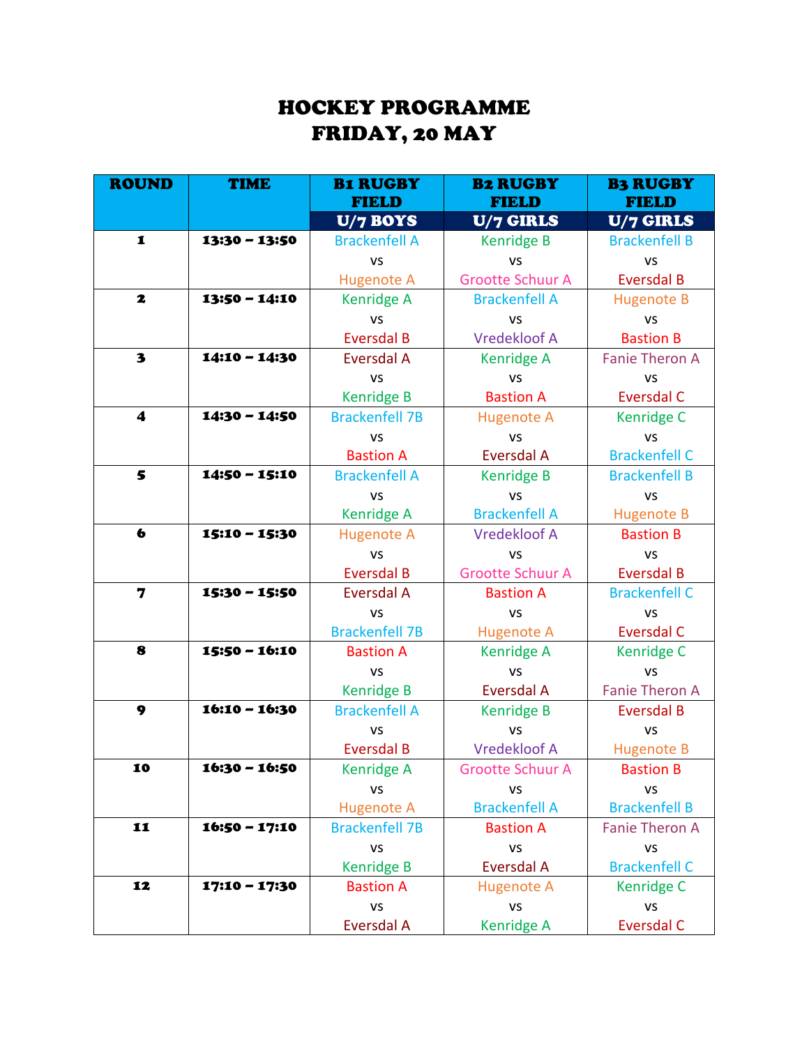# HOCKEY PROGRAMME
# FRIDAY, 20 MAY

| ROUND | TIME | B1 RUGBY FIELD | B2 RUGBY FIELD | B3 RUGBY FIELD |
|---|---|---|---|---|
| | | U/7 BOYS | U/7 GIRLS | U/7 GIRLS |
| 1 | 13:30 – 13:50 | Brackenfell A vs Hugenote A | Kenridge B vs Grootte Schuur A | Brackenfell B vs Eversdal B |
| 2 | 13:50 – 14:10 | Kenridge A vs Eversdal B | Brackenfell A vs Vredekloof A | Hugenote B vs Bastion B |
| 3 | 14:10 – 14:30 | Eversdal A vs Kenridge B | Kenridge A vs Bastion A | Fanie Theron A vs Eversdal C |
| 4 | 14:30 – 14:50 | Brackenfell 7B vs Bastion A | Hugenote A vs Eversdal A | Kenridge C vs Brackenfell C |
| 5 | 14:50 – 15:10 | Brackenfell A vs Kenridge A | Kenridge B vs Brackenfell A | Brackenfell B vs Hugenote B |
| 6 | 15:10 – 15:30 | Hugenote A vs Eversdal B | Vredekloof A vs Grootte Schuur A | Bastion B vs Eversdal B |
| 7 | 15:30 – 15:50 | Eversdal A vs Brackenfell 7B | Bastion A vs Hugenote A | Brackenfell C vs Eversdal C |
| 8 | 15:50 – 16:10 | Bastion A vs Kenridge B | Kenridge A vs Eversdal A | Kenridge C vs Fanie Theron A |
| 9 | 16:10 – 16:30 | Brackenfell A vs Eversdal B | Kenridge B vs Vredekloof A | Eversdal B vs Hugenote B |
| 10 | 16:30 – 16:50 | Kenridge A vs Hugenote A | Grootte Schuur A vs Brackenfell A | Bastion B vs Brackenfell B |
| 11 | 16:50 – 17:10 | Brackenfell 7B vs Kenridge B | Bastion A vs Eversdal A | Fanie Theron A vs Brackenfell C |
| 12 | 17:10 – 17:30 | Bastion A vs Eversdal A | Hugenote A vs Kenridge A | Kenridge C vs Eversdal C |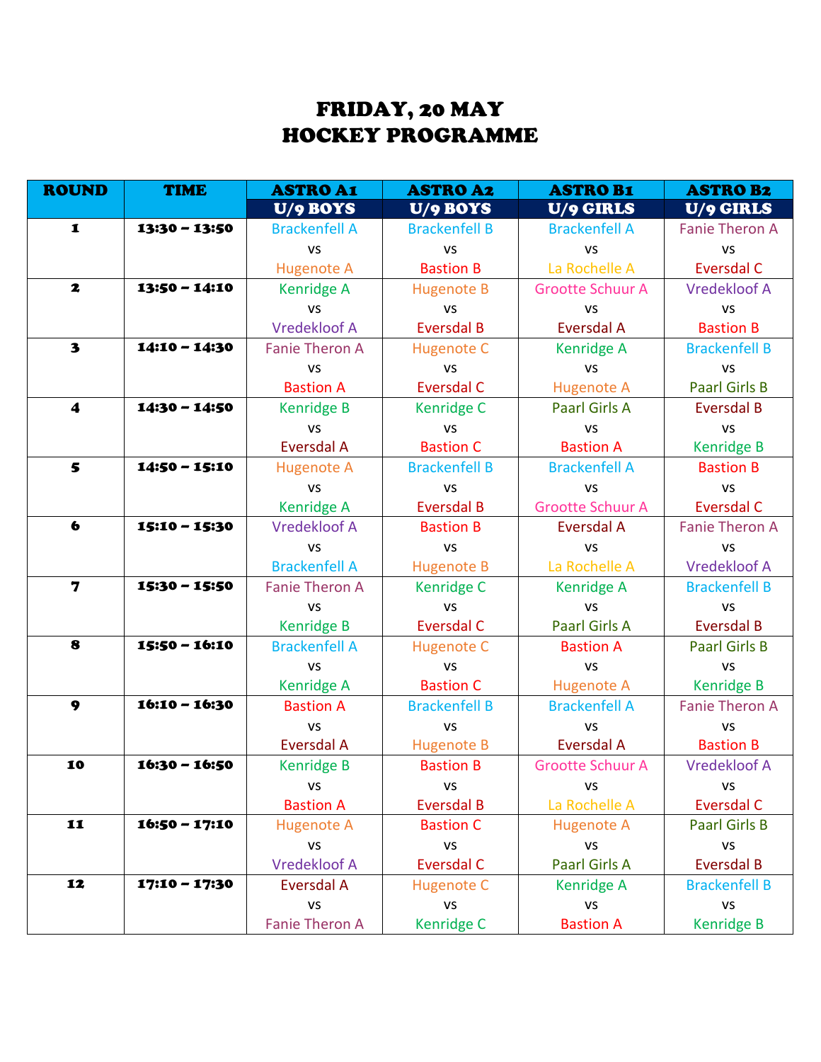# FRIDAY, 20 MAY
# HOCKEY PROGRAMME

| ROUND | TIME | ASTRO A1 | ASTRO A2 | ASTRO B1 | ASTRO B2 |
|---|---|---|---|---|---|
| | | U/9 BOYS | U/9 BOYS | U/9 GIRLS | U/9 GIRLS |
| 1 | 13:30 – 13:50 | Brackenfell A vs Hugenote A | Brackenfell B vs Bastion B | Brackenfell A vs La Rochelle A | Fanie Theron A vs Eversdal C |
| 2 | 13:50 – 14:10 | Kenridge A vs Vredekloof A | Hugenote B vs Eversdal B | Grootte Schuur A vs Eversdal A | Vredekloof A vs Bastion B |
| 3 | 14:10 – 14:30 | Fanie Theron A vs Bastion A | Hugenote C vs Eversdal C | Kenridge A vs Hugenote A | Brackenfell B vs Paarl Girls B |
| 4 | 14:30 – 14:50 | Kenridge B vs Eversdal A | Kenridge C vs Bastion C | Paarl Girls A vs Bastion A | Eversdal B vs Kenridge B |
| 5 | 14:50 – 15:10 | Hugenote A vs Kenridge A | Brackenfell B vs Eversdal B | Brackenfell A vs Grootte Schuur A | Bastion B vs Eversdal C |
| 6 | 15:10 – 15:30 | Vredekloof A vs Brackenfell A | Bastion B vs Hugenote B | Eversdal A vs La Rochelle A | Fanie Theron A vs Vredekloof A |
| 7 | 15:30 – 15:50 | Fanie Theron A vs Kenridge B | Kenridge C vs Eversdal C | Kenridge A vs Paarl Girls A | Brackenfell B vs Eversdal B |
| 8 | 15:50 – 16:10 | Brackenfell A vs Kenridge A | Hugenote C vs Bastion C | Bastion A vs Hugenote A | Paarl Girls B vs Kenridge B |
| 9 | 16:10 – 16:30 | Bastion A vs Eversdal A | Brackenfell B vs Hugenote B | Brackenfell A vs Eversdal A | Fanie Theron A vs Bastion B |
| 10 | 16:30 – 16:50 | Kenridge B vs Bastion A | Bastion B vs Eversdal B | Grootte Schuur A vs La Rochelle A | Vredekloof A vs Eversdal C |
| 11 | 16:50 – 17:10 | Hugenote A vs Vredekloof A | Bastion C vs Eversdal C | Hugenote A vs Paarl Girls A | Paarl Girls B vs Eversdal B |
| 12 | 17:10 – 17:30 | Eversdal A vs Fanie Theron A | Hugenote C vs Kenridge C | Kenridge A vs Bastion A | Brackenfell B vs Kenridge B |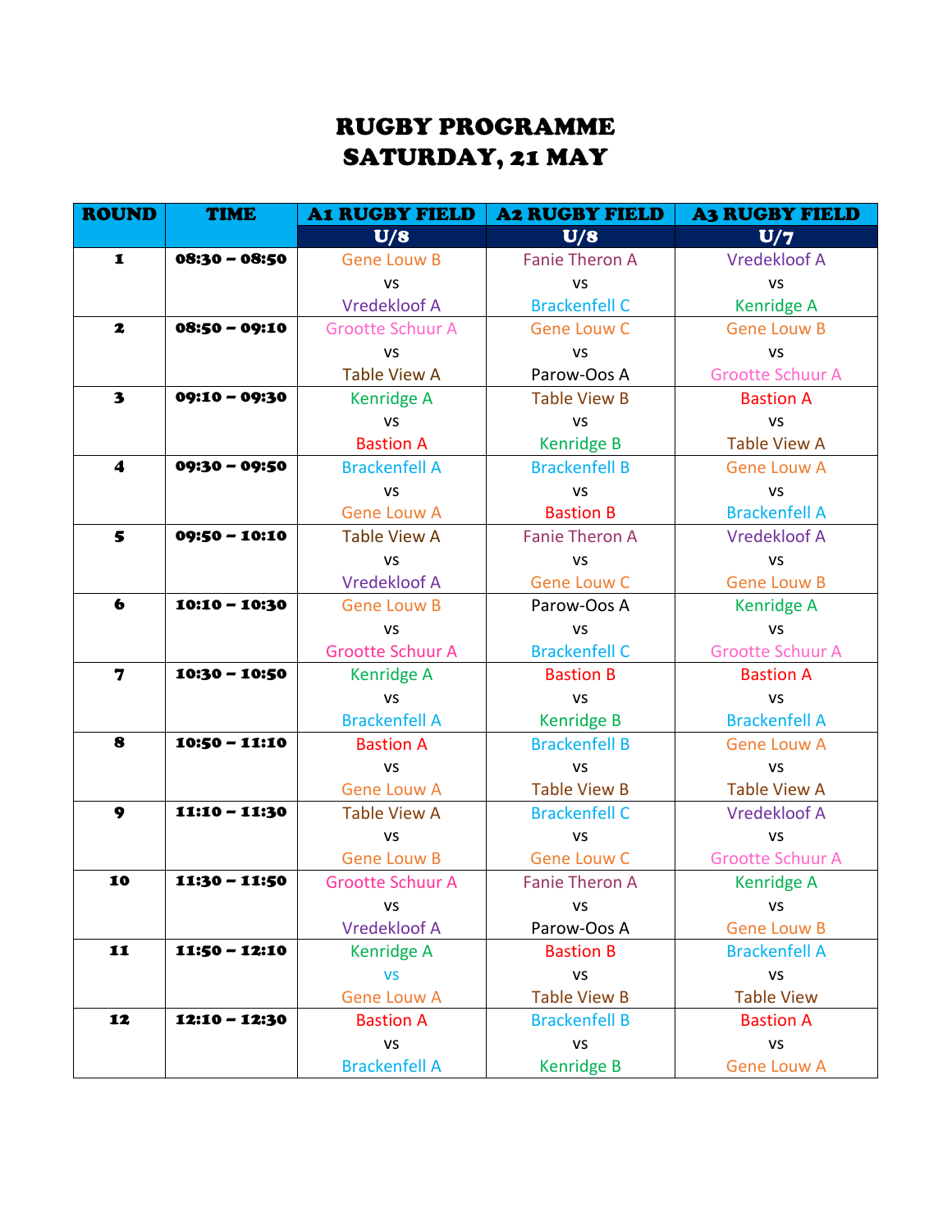# RUGBY PROGRAMME
# SATURDAY, 21 MAY

| ROUND | TIME | A1 RUGBY FIELD | A2 RUGBY FIELD | A3 RUGBY FIELD |
|---|---|---|---|---|
| | | U/8 | U/8 | U/7 |
| 1 | 08:30 – 08:50 | Gene Louw B vs Vredekloof A | Fanie Theron A vs Brackenfell C | Vredekloof A vs Kenridge A |
| 2 | 08:50 – 09:10 | Grootte Schuur A vs Table View A | Gene Louw C vs Parow-Oos A | Gene Louw B vs Grootte Schuur A |
| 3 | 09:10 – 09:30 | Kenridge A vs Bastion A | Table View B vs Kenridge B | Bastion A vs Table View A |
| 4 | 09:30 – 09:50 | Brackenfell A vs Gene Louw A | Brackenfell B vs Bastion B | Gene Louw A vs Brackenfell A |
| 5 | 09:50 – 10:10 | Table View A vs Vredekloof A | Fanie Theron A vs Gene Louw C | Vredekloof A vs Gene Louw B |
| 6 | 10:10 – 10:30 | Gene Louw B vs Grootte Schuur A | Parow-Oos A vs Brackenfell C | Kenridge A vs Grootte Schuur A |
| 7 | 10:30 – 10:50 | Kenridge A vs Brackenfell A | Bastion B vs Kenridge B | Bastion A vs Brackenfell A |
| 8 | 10:50 – 11:10 | Bastion A vs Gene Louw A | Brackenfell B vs Table View B | Gene Louw A vs Table View A |
| 9 | 11:10 – 11:30 | Table View A vs Gene Louw B | Brackenfell C vs Gene Louw C | Vredekloof A vs Grootte Schuur A |
| 10 | 11:30 – 11:50 | Grootte Schuur A vs Vredekloof A | Fanie Theron A vs Parow-Oos A | Kenridge A vs Gene Louw B |
| 11 | 11:50 – 12:10 | Kenridge A vs Gene Louw A | Bastion B vs Table View B | Brackenfell A vs Table View |
| 12 | 12:10 – 12:30 | Bastion A vs Brackenfell A | Brackenfell B vs Kenridge B | Bastion A vs Gene Louw A |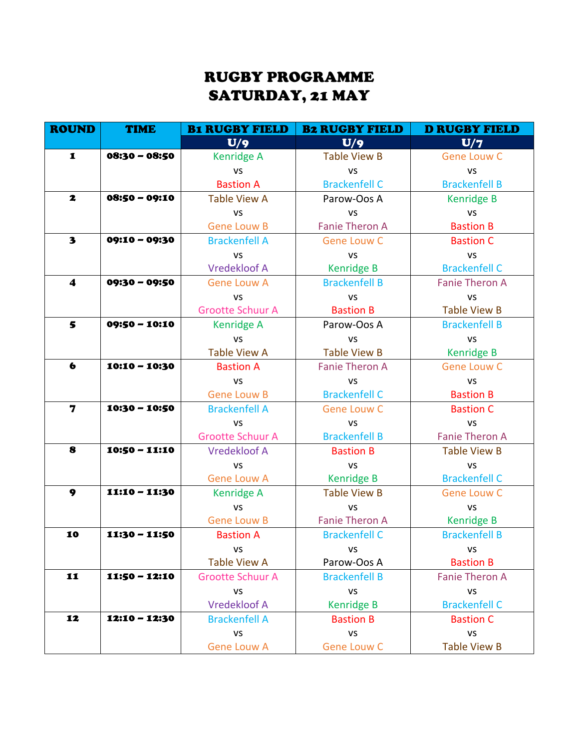# RUGBY PROGRAMME
# SATURDAY, 21 MAY

| ROUND | TIME | B1 RUGBY FIELD | B2 RUGBY FIELD | D RUGBY FIELD |
|---|---|---|---|---|
| | | U/9 | U/9 | U/7 |
| 1 | 08:30 – 08:50 | Kenridge A vs Bastion A | Table View B vs Brackenfell C | Gene Louw C vs Brackenfell B |
| 2 | 08:50 – 09:10 | Table View A vs Gene Louw B | Parow-Oos A vs Fanie Theron A | Kenridge B vs Bastion B |
| 3 | 09:10 – 09:30 | Brackenfell A vs Vredekloof A | Gene Louw C vs Kenridge B | Bastion C vs Brackenfell C |
| 4 | 09:30 – 09:50 | Gene Louw A vs Grootte Schuur A | Brackenfell B vs Bastion B | Fanie Theron A vs Table View B |
| 5 | 09:50 – 10:10 | Kenridge A vs Table View A | Parow-Oos A vs Table View B | Brackenfell B vs Kenridge B |
| 6 | 10:10 – 10:30 | Bastion A vs Gene Louw B | Fanie Theron A vs Brackenfell C | Gene Louw C vs Bastion B |
| 7 | 10:30 – 10:50 | Brackenfell A vs Grootte Schuur A | Gene Louw C vs Brackenfell B | Bastion C vs Fanie Theron A |
| 8 | 10:50 – 11:10 | Vredekloof A vs Gene Louw A | Bastion B vs Kenridge B | Table View B vs Brackenfell C |
| 9 | 11:10 – 11:30 | Kenridge A vs Gene Louw B | Table View B vs Fanie Theron A | Gene Louw C vs Kenridge B |
| 10 | 11:30 – 11:50 | Bastion A vs Table View A | Brackenfell C vs Parow-Oos A | Brackenfell B vs Bastion B |
| 11 | 11:50 – 12:10 | Grootte Schuur A vs Vredekloof A | Brackenfell B vs Kenridge B | Fanie Theron A vs Brackenfell C |
| 12 | 12:10 – 12:30 | Brackenfell A vs Gene Louw A | Bastion B vs Gene Louw C | Bastion C vs Table View B |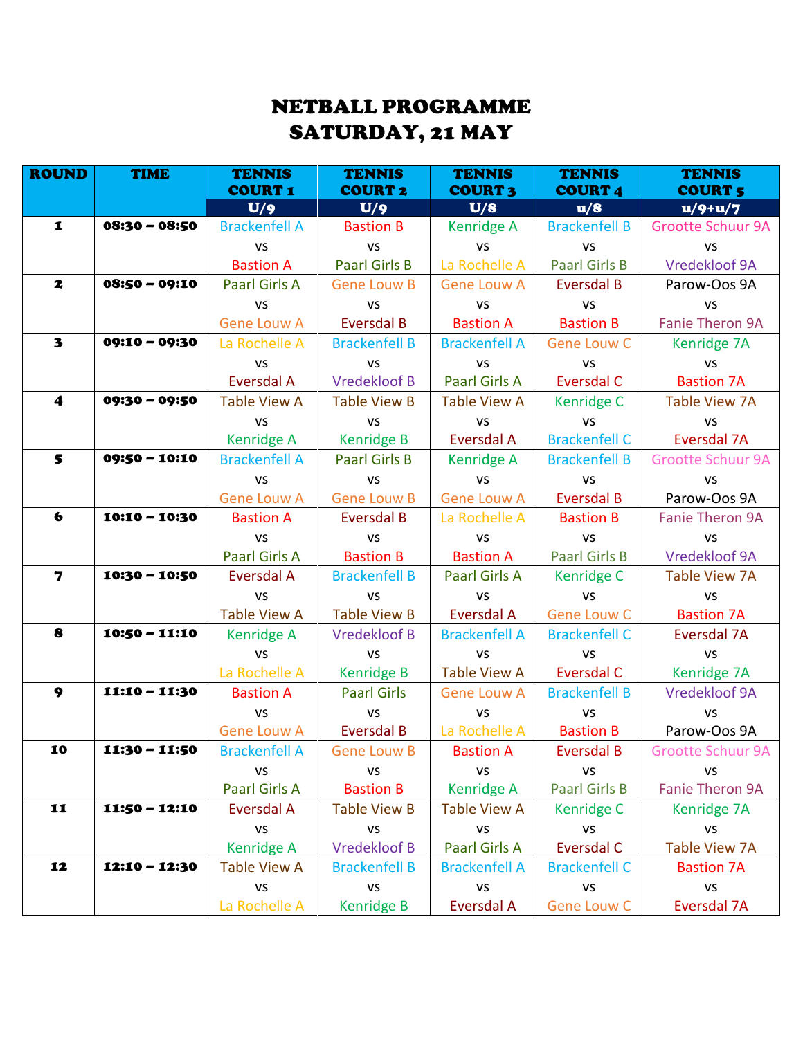# NETBALL PROGRAMME
# SATURDAY, 21 MAY

| ROUND | TIME | TENNIS COURT 1 | TENNIS COURT 2 | TENNIS COURT 3 | TENNIS COURT 4 | TENNIS COURT 5 |
|---|---|---|---|---|---|---|
| | | U/9 | U/9 | U/8 | u/8 | u/9+u/7 |
| 1 | 08:30 – 08:50 | Brackenfell A vs Bastion A | Bastion B vs Paarl Girls B | Kenridge A vs La Rochelle A | Brackenfell B vs Paarl Girls B | Grootte Schuur 9A vs Vredekloof 9A |
| 2 | 08:50 – 09:10 | Paarl Girls A vs Gene Louw A | Gene Louw B vs Eversdal B | Gene Louw A vs Bastion A | Eversdal B vs Bastion B | Parow-Oos 9A vs Fanie Theron 9A |
| 3 | 09:10 – 09:30 | La Rochelle A vs Eversdal A | Brackenfell B vs Vredekloof B | Brackenfell A vs Paarl Girls A | Gene Louw C vs Eversdal C | Kenridge 7A vs Bastion 7A |
| 4 | 09:30 – 09:50 | Table View A vs Kenridge A | Table View B vs Kenridge B | Table View A vs Eversdal A | Kenridge C vs Brackenfell C | Table View 7A vs Eversdal 7A |
| 5 | 09:50 – 10:10 | Brackenfell A vs Gene Louw A | Paarl Girls B vs Gene Louw B | Kenridge A vs Gene Louw A | Brackenfell B vs Eversdal B | Grootte Schuur 9A vs Parow-Oos 9A |
| 6 | 10:10 – 10:30 | Bastion A vs Paarl Girls A | Eversdal B vs Bastion B | La Rochelle A vs Bastion A | Bastion B vs Paarl Girls B | Fanie Theron 9A vs Vredekloof 9A |
| 7 | 10:30 – 10:50 | Eversdal A vs Table View A | Brackenfell B vs Table View B | Paarl Girls A vs Eversdal A | Kenridge C vs Gene Louw C | Table View 7A vs Bastion 7A |
| 8 | 10:50 – 11:10 | Kenridge A vs La Rochelle A | Vredekloof B vs Kenridge B | Brackenfell A vs Table View A | Brackenfell C vs Eversdal C | Eversdal 7A vs Kenridge 7A |
| 9 | 11:10 – 11:30 | Bastion A vs Gene Louw A | Paarl Girls vs Eversdal B | Gene Louw A vs La Rochelle A | Brackenfell B vs Bastion B | Vredekloof 9A vs Parow-Oos 9A |
| 10 | 11:30 – 11:50 | Brackenfell A vs Paarl Girls A | Gene Louw B vs Bastion B | Bastion A vs Kenridge A | Eversdal B vs Paarl Girls B | Grootte Schuur 9A vs Fanie Theron 9A |
| 11 | 11:50 – 12:10 | Eversdal A vs Kenridge A | Table View B vs Vredekloof B | Table View A vs Paarl Girls A | Kenridge C vs Eversdal C | Kenridge 7A vs Table View 7A |
| 12 | 12:10 – 12:30 | Table View A vs La Rochelle A | Brackenfell B vs Kenridge B | Brackenfell A vs Eversdal A | Brackenfell C vs Gene Louw C | Bastion 7A vs Eversdal 7A |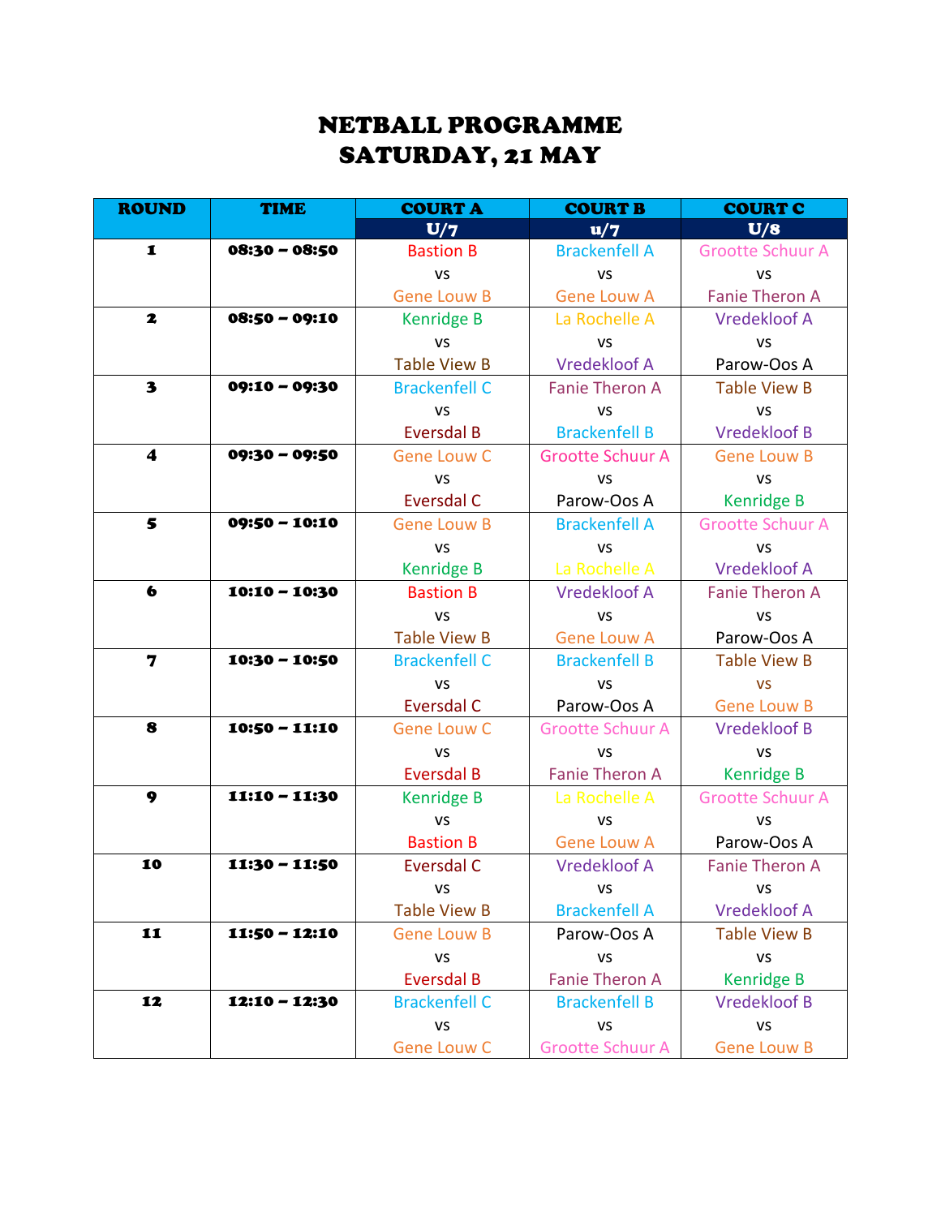# NETBALL PROGRAMME
# SATURDAY, 21 MAY

| ROUND | TIME | COURT A | COURT B | COURT C |
|---|---|---|---|---|
| | | U/7 | u/7 | U/8 |
| 1 | 08:30 – 08:50 | Bastion B vs Gene Louw B | Brackenfell A vs Gene Louw A | Grootte Schuur A vs Fanie Theron A |
| 2 | 08:50 – 09:10 | Kenridge B vs Table View B | La Rochelle A vs Vredekloof A | Vredekloof A vs Parow-Oos A |
| 3 | 09:10 – 09:30 | Brackenfell C vs Eversdal B | Fanie Theron A vs Brackenfell B | Table View B vs Vredekloof B |
| 4 | 09:30 – 09:50 | Gene Louw C vs Eversdal C | Grootte Schuur A vs Parow-Oos A | Gene Louw B vs Kenridge B |
| 5 | 09:50 – 10:10 | Gene Louw B vs Kenridge B | Brackenfell A vs La Rochelle A | Grootte Schuur A vs Vredekloof A |
| 6 | 10:10 – 10:30 | Bastion B vs Table View B | Vredekloof A vs Gene Louw A | Fanie Theron A vs Parow-Oos A |
| 7 | 10:30 – 10:50 | Brackenfell C vs Eversdal C | Brackenfell B vs Parow-Oos A | Table View B vs Gene Louw B |
| 8 | 10:50 – 11:10 | Gene Louw C vs Eversdal B | Grootte Schuur A vs Fanie Theron A | Vredekloof B vs Kenridge B |
| 9 | 11:10 – 11:30 | Kenridge B vs Bastion B | La Rochelle A vs Gene Louw A | Grootte Schuur A vs Parow-Oos A |
| 10 | 11:30 – 11:50 | Eversdal C vs Table View B | Vredekloof A vs Brackenfell A | Fanie Theron A vs Vredekloof A |
| 11 | 11:50 – 12:10 | Gene Louw B vs Eversdal B | Parow-Oos A vs Fanie Theron A | Table View B vs Kenridge B |
| 12 | 12:10 – 12:30 | Brackenfell C vs Gene Louw C | Brackenfell B vs Grootte Schuur A | Vredekloof B vs Gene Louw B |